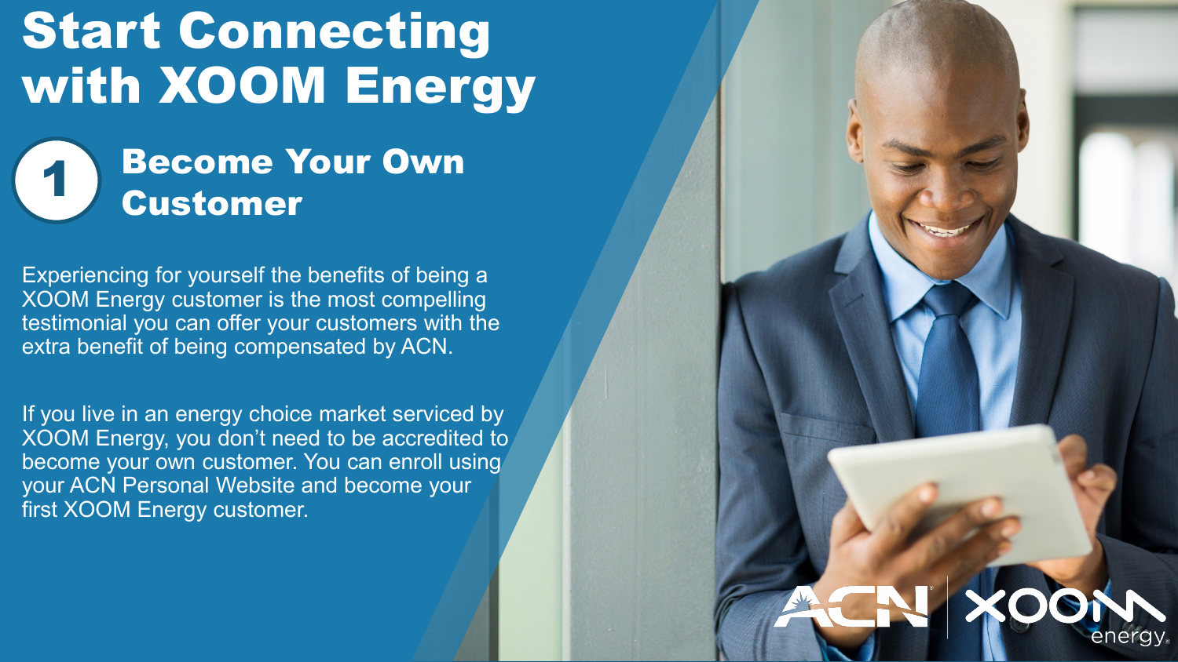# Start Connecting with XOOM Energy

## 1 Become Your Own Customer

Experiencing for yourself the benefits of being a XOOM Energy customer is the most compelling testimonial you can offer your customers with the extra benefit of being compensated by ACN.

If you live in an energy choice market serviced by XOOM Energy, you don't need to be accredited to become your own customer. You can enroll using your ACN Personal Website and become your first XOOM Energy customer.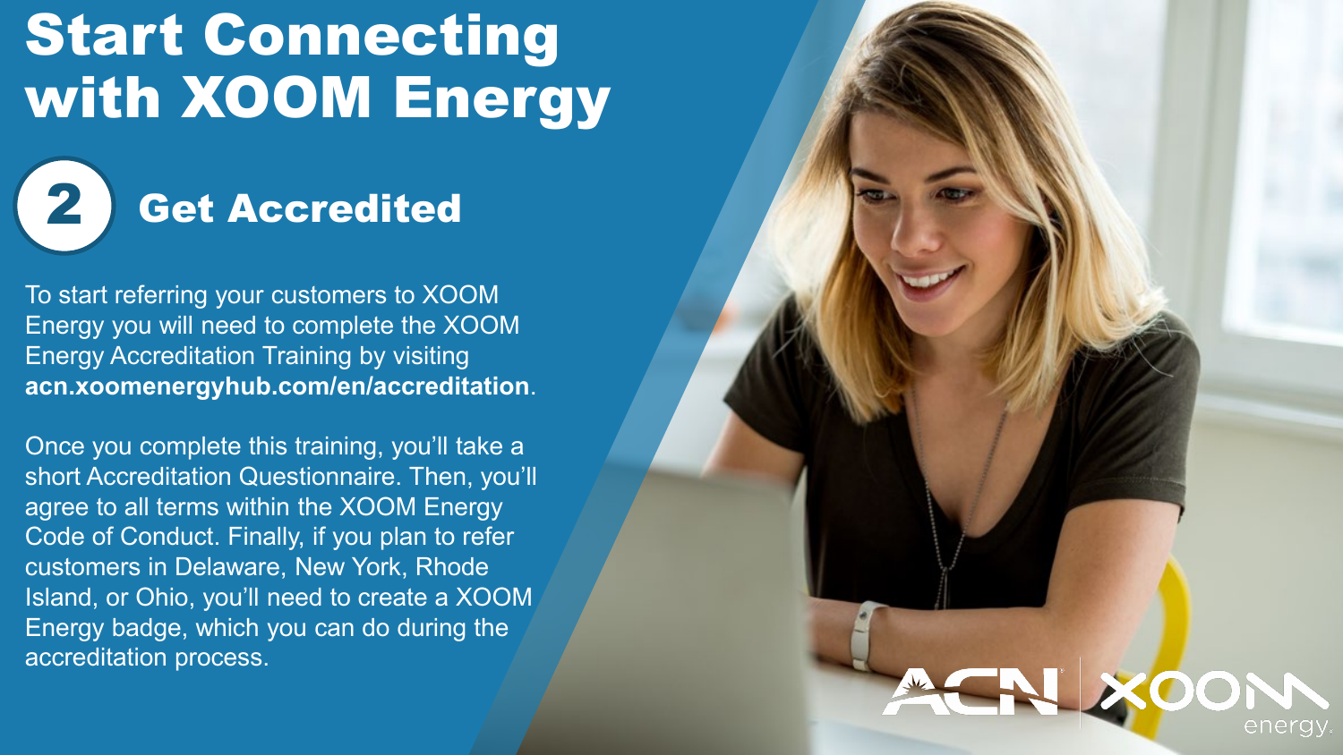# Start Connecting with XOOM Energy

## 2 Get Accredited

To start referring your customers to XOOM Energy you will need to complete the XOOM Energy Accreditation Training by visiting **acn.xoomenergyhub.com/en/accreditation**.

Once you complete this training, you'll take a short Accreditation Questionnaire. Then, you'll agree to all terms within the XOOM Energy Code of Conduct. Finally, if you plan to refer customers in Delaware, New York, Rhode Island, or Ohio, you'll need to create a XOOM Energy badge, which you can do during the accreditation process.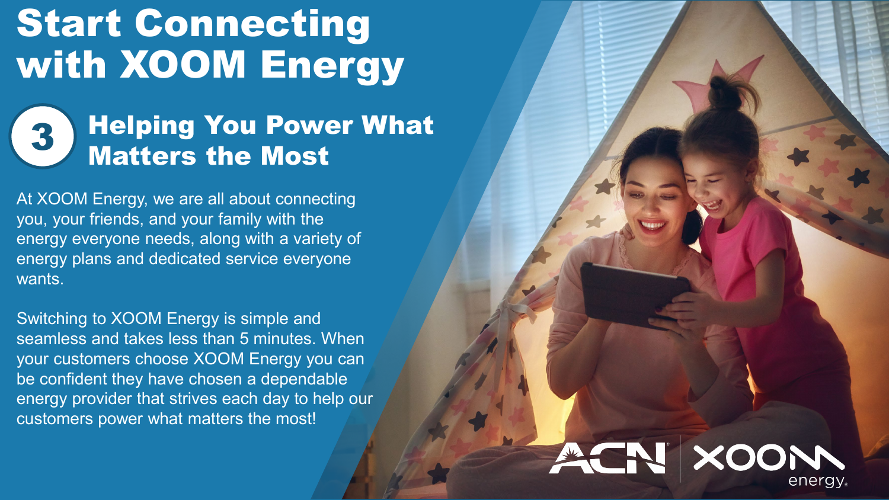# Start Connecting with XOOM Energy

## 3 Helping You Power What Matters the Most

At XOOM Energy, we are all about connecting you, your friends, and your family with the energy everyone needs, along with a variety of energy plans and dedicated service everyone wants.

Switching to XOOM Energy is simple and seamless and takes less than 5 minutes. When your customers choose XOOM Energy you can be confident they have chosen a dependable energy provider that strives each day to help our customers power what matters the most!

ACN | XOOM energy